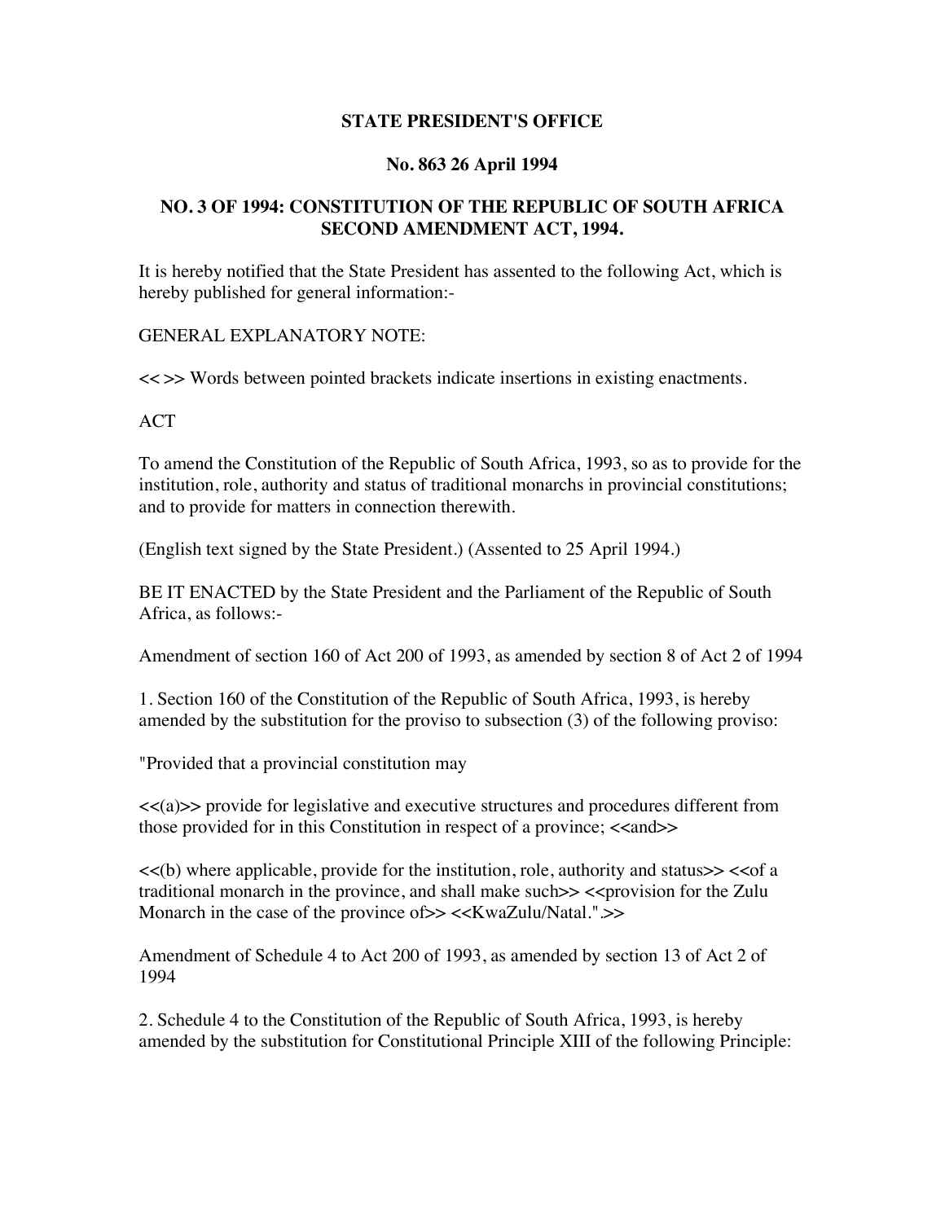**STATE PRESIDENT'S OFFICE**

**No. 863 26 April 1994**

**NO. 3 OF 1994: CONSTITUTION OF THE REPUBLIC OF SOUTH AFRICA SECOND AMENDMENT ACT, 1994.**

It is hereby notified that the State President has assented to the following Act, which is hereby published for general information:-

GENERAL EXPLANATORY NOTE:

<< >> Words between pointed brackets indicate insertions in existing enactments.

ACT

To amend the Constitution of the Republic of South Africa, 1993, so as to provide for the institution, role, authority and status of traditional monarchs in provincial constitutions; and to provide for matters in connection therewith.

(English text signed by the State President.) (Assented to 25 April 1994.)

BE IT ENACTED by the State President and the Parliament of the Republic of South Africa, as follows:-

Amendment of section 160 of Act 200 of 1993, as amended by section 8 of Act 2 of 1994

1. Section 160 of the Constitution of the Republic of South Africa, 1993, is hereby amended by the substitution for the proviso to subsection (3) of the following proviso:

"Provided that a provincial constitution may

<<(a)>> provide for legislative and executive structures and procedures different from those provided for in this Constitution in respect of a province; <<and>>

<<(b) where applicable, provide for the institution, role, authority and status>> <<of a traditional monarch in the province, and shall make such>> <<provision for the Zulu Monarch in the case of the province of>> <<KwaZulu/Natal.".>>

Amendment of Schedule 4 to Act 200 of 1993, as amended by section 13 of Act 2 of 1994

2. Schedule 4 to the Constitution of the Republic of South Africa, 1993, is hereby amended by the substitution for Constitutional Principle XIII of the following Principle: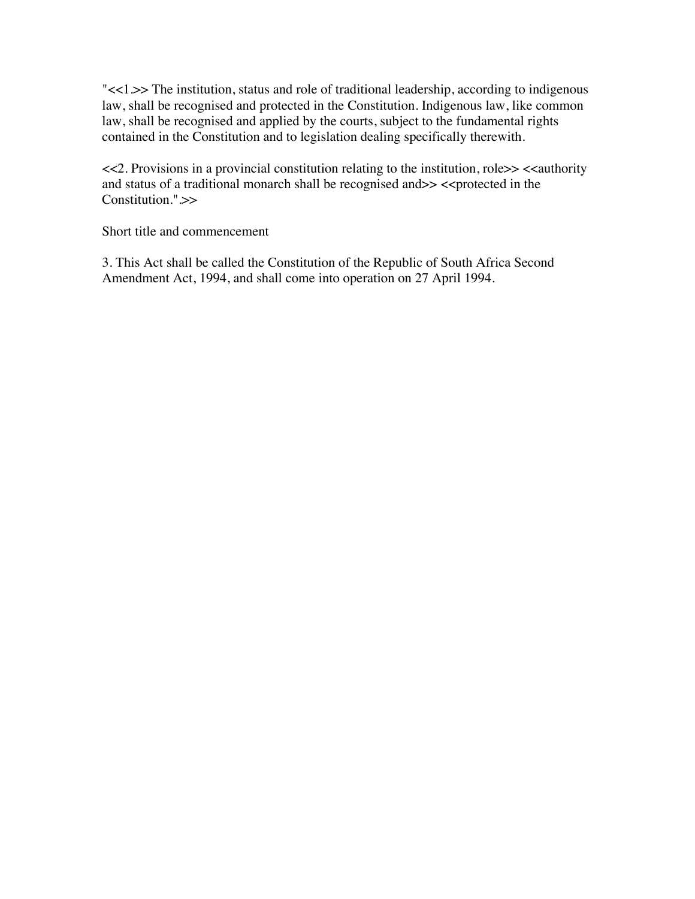"<<1.>> The institution, status and role of traditional leadership, according to indigenous law, shall be recognised and protected in the Constitution. Indigenous law, like common law, shall be recognised and applied by the courts, subject to the fundamental rights contained in the Constitution and to legislation dealing specifically therewith.

<<2. Provisions in a provincial constitution relating to the institution, role>> <<authority and status of a traditional monarch shall be recognised and>> <<protected in the Constitution.".>>

Short title and commencement

3. This Act shall be called the Constitution of the Republic of South Africa Second Amendment Act, 1994, and shall come into operation on 27 April 1994.